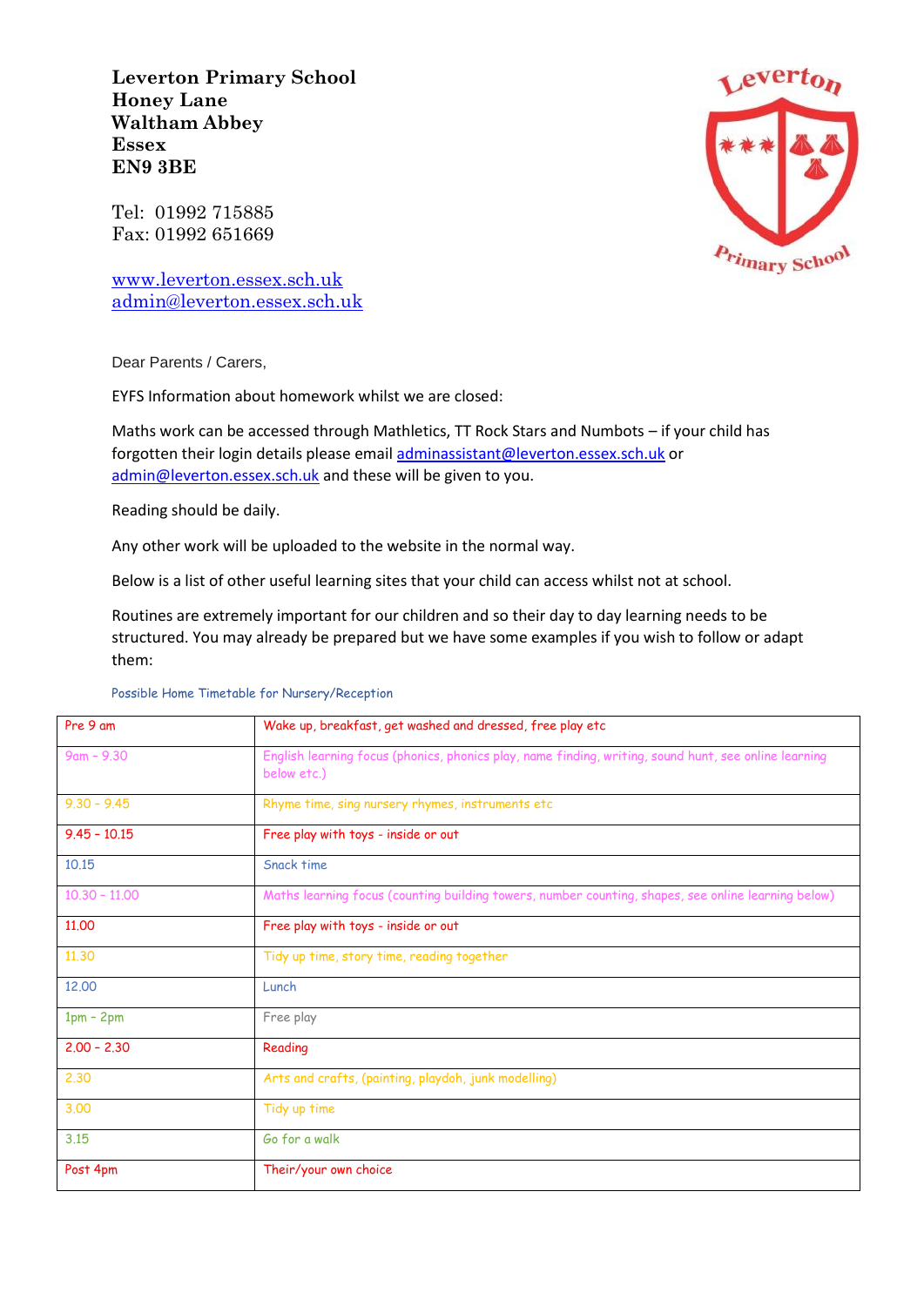**Leverton Primary School**
**Honey Lane**
**Waltham Abbey**
**Essex**
**EN9 3BE**

Tel: 01992 715885
Fax: 01992 651669

www.leverton.essex.sch.uk
admin@leverton.essex.sch.uk

Dear Parents / Carers,

EYFS Information about homework whilst we are closed:

Maths work can be accessed through Mathletics, TT Rock Stars and Numbots – if your child has forgotten their login details please email adminassistant@leverton.essex.sch.uk or admin@leverton.essex.sch.uk and these will be given to you.

Reading should be daily.

Any other work will be uploaded to the website in the normal way.

Below is a list of other useful learning sites that your child can access whilst not at school.

Routines are extremely important for our children and so their day to day learning needs to be structured. You may already be prepared but we have some examples if you wish to follow or adapt them:

Possible Home Timetable for Nursery/Reception

| | |
|---|---|
| Pre 9 am | Wake up, breakfast, get washed and dressed, free play etc |
| 9am – 9.30 | English learning focus (phonics, phonics play, name finding, writing, sound hunt, see online learning below etc.) |
| 9.30 – 9.45 | Rhyme time, sing nursery rhymes, instruments etc |
| 9.45 – 10.15 | Free play with toys - inside or out |
| 10.15 | Snack time |
| 10.30 – 11.00 | Maths learning focus (counting building towers, number counting, shapes, see online learning below) |
| 11.00 | Free play with toys - inside or out |
| 11.30 | Tidy up time, story time, reading together |
| 12.00 | Lunch |
| 1pm – 2pm | Free play |
| 2.00 – 2.30 | Reading |
| 2.30 | Arts and crafts, (painting, playdoh, junk modelling) |
| 3.00 | Tidy up time |
| 3.15 | Go for a walk |
| Post 4pm | Their/your own choice |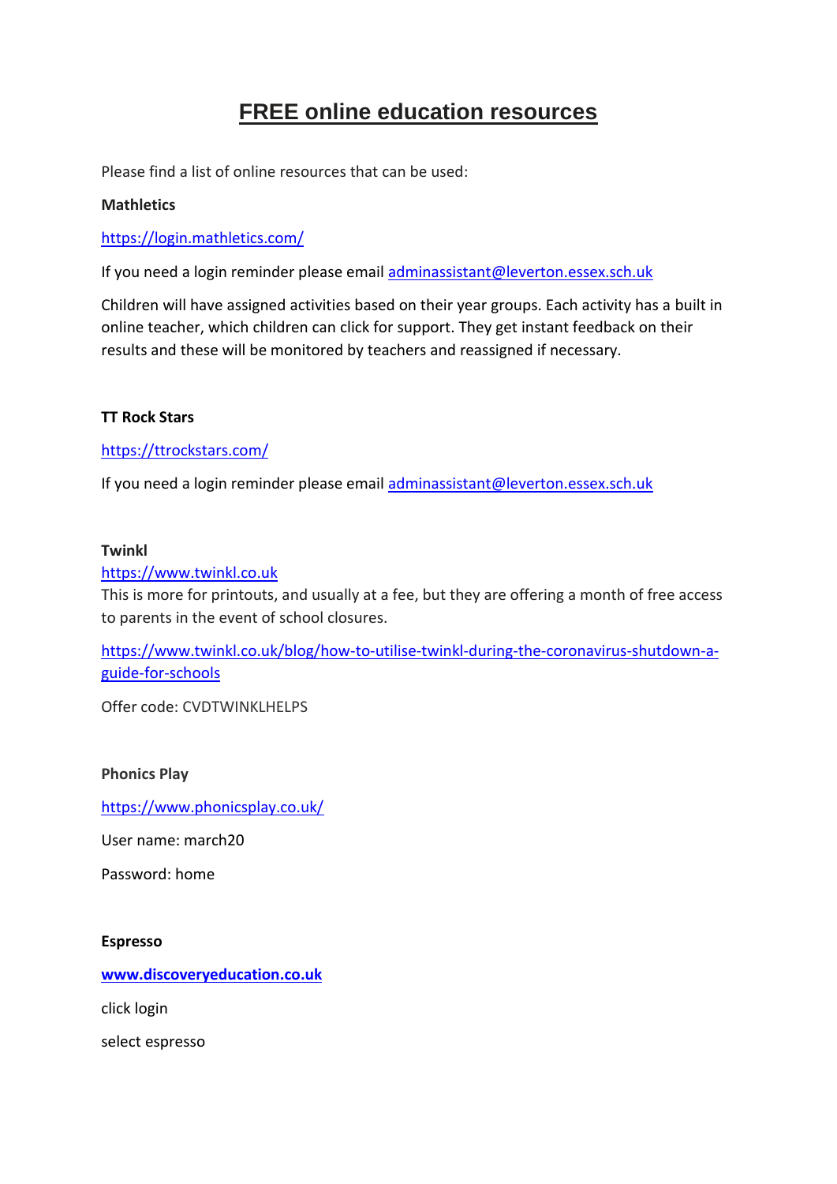# FREE online education resources

Please find a list of online resources that can be used:

**Mathletics**

https://login.mathletics.com/

If you need a login reminder please email adminassistant@leverton.essex.sch.uk

Children will have assigned activities based on their year groups. Each activity has a built in online teacher, which children can click for support. They get instant feedback on their results and these will be monitored by teachers and reassigned if necessary.

**TT Rock Stars**

https://ttrockstars.com/

If you need a login reminder please email adminassistant@leverton.essex.sch.uk

**Twinkl**

https://www.twinkl.co.uk

This is more for printouts, and usually at a fee, but they are offering a month of free access to parents in the event of school closures.

https://www.twinkl.co.uk/blog/how-to-utilise-twinkl-during-the-coronavirus-shutdown-a-guide-for-schools

Offer code: CVDTWINKLHELPS

**Phonics Play**

https://www.phonicsplay.co.uk/

User name: march20

Password: home

**Espresso**

**www.discoveryeducation.co.uk**

click login

select espresso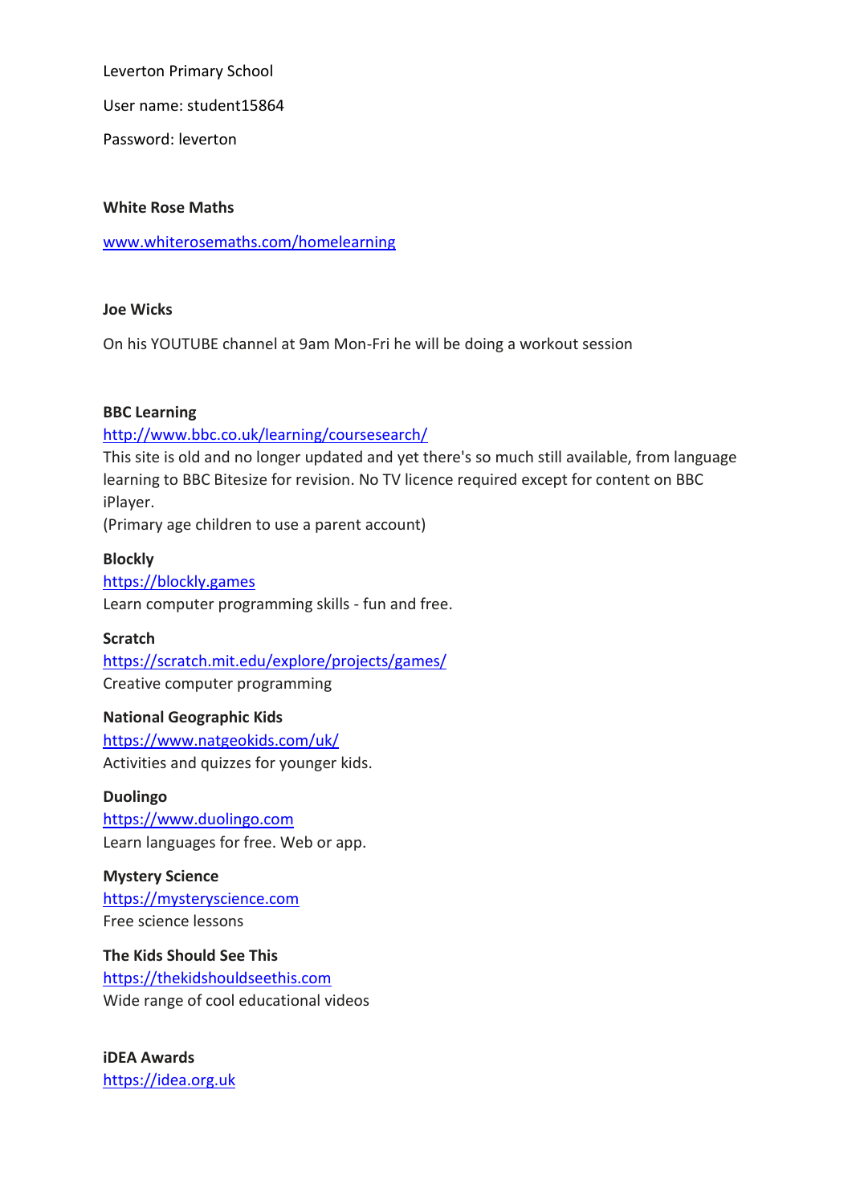Leverton Primary School

User name: student15864

Password: leverton

**White Rose Maths**

[www.whiterosemaths.com/homelearning](http://www.whiterosemaths.com/homelearning)

**Joe Wicks**

On his YOUTUBE channel at 9am Mon-Fri he will be doing a workout session

**BBC Learning**

[http://www.bbc.co.uk/learning/coursesearch/](http://www.bbc.co.uk/learning/coursesearch/)
This site is old and no longer updated and yet there's so much still available, from language learning to BBC Bitesize for revision. No TV licence required except for content on BBC iPlayer.
(Primary age children to use a parent account)

**Blockly**

[https://blockly.games](https://blockly.games)
Learn computer programming skills - fun and free.

**Scratch**

[https://scratch.mit.edu/explore/projects/games/](https://scratch.mit.edu/explore/projects/games/)
Creative computer programming

**National Geographic Kids**

[https://www.natgeokids.com/uk/](https://www.natgeokids.com/uk/)
Activities and quizzes for younger kids.

**Duolingo**

[https://www.duolingo.com](https://www.duolingo.com)
Learn languages for free. Web or app.

**Mystery Science**

[https://mysteryscience.com](https://mysteryscience.com)
Free science lessons

**The Kids Should See This**

[https://thekidshouldseethis.com](https://thekidshouldseethis.com)
Wide range of cool educational videos

**iDEA Awards**

[https://idea.org.uk](https://idea.org.uk)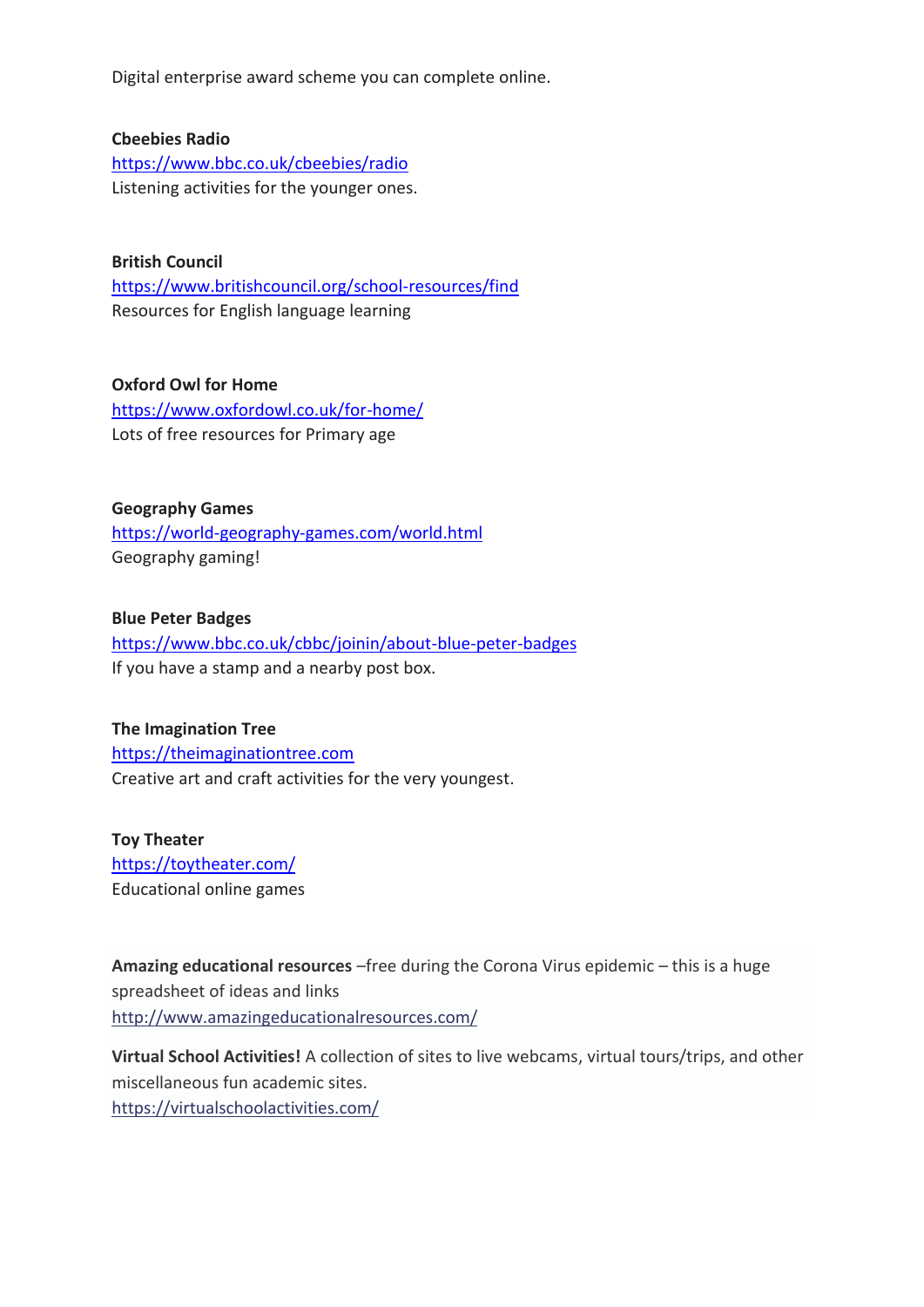Digital enterprise award scheme you can complete online.

**Cbeebies Radio**
https://www.bbc.co.uk/cbeebies/radio
Listening activities for the younger ones.

**British Council**
https://www.britishcouncil.org/school-resources/find
Resources for English language learning

**Oxford Owl for Home**
https://www.oxfordowl.co.uk/for-home/
Lots of free resources for Primary age

**Geography Games**
https://world-geography-games.com/world.html
Geography gaming!

**Blue Peter Badges**
https://www.bbc.co.uk/cbbc/joinin/about-blue-peter-badges
If you have a stamp and a nearby post box.

**The Imagination Tree**
https://theimaginationtree.com
Creative art and craft activities for the very youngest.

**Toy Theater**
https://toytheater.com/
Educational online games

**Amazing educational resources** –free during the Corona Virus epidemic – this is a huge spreadsheet of ideas and links
http://www.amazingeducationalresources.com/

**Virtual School Activities!** A collection of sites to live webcams, virtual tours/trips, and other miscellaneous fun academic sites.
https://virtualschoolactivities.com/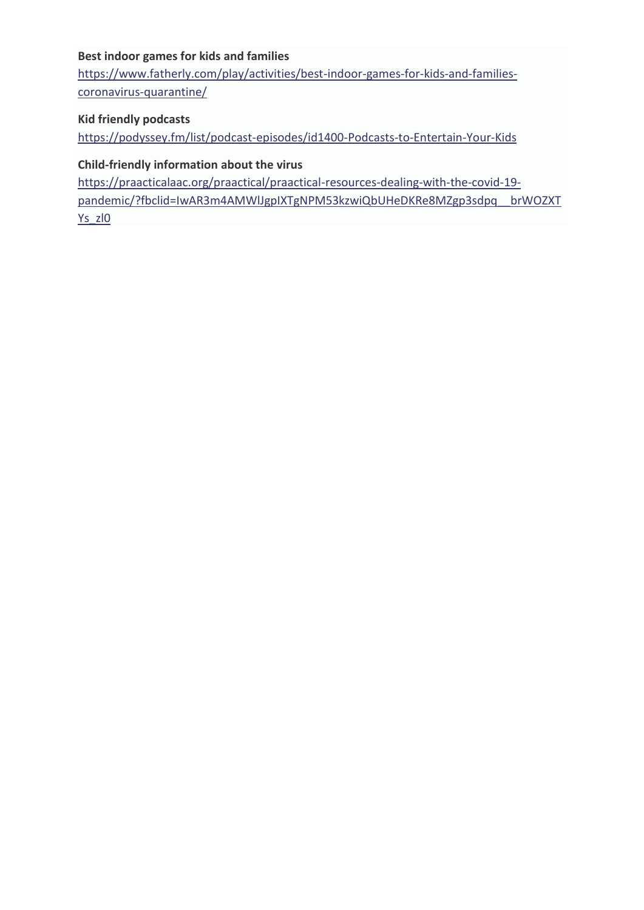**Best indoor games for kids and families**

https://www.fatherly.com/play/activities/best-indoor-games-for-kids-and-families-coronavirus-quarantine/

**Kid friendly podcasts**

https://podyssey.fm/list/podcast-episodes/id1400-Podcasts-to-Entertain-Your-Kids

**Child-friendly information about the virus**

https://praacticalaac.org/praactical/praactical-resources-dealing-with-the-covid-19-pandemic/?fbclid=IwAR3m4AMWlJgpIXTgNPM53kzwiQbUHeDKRe8MZgp3sdpq__brWOZXTYs_zl0